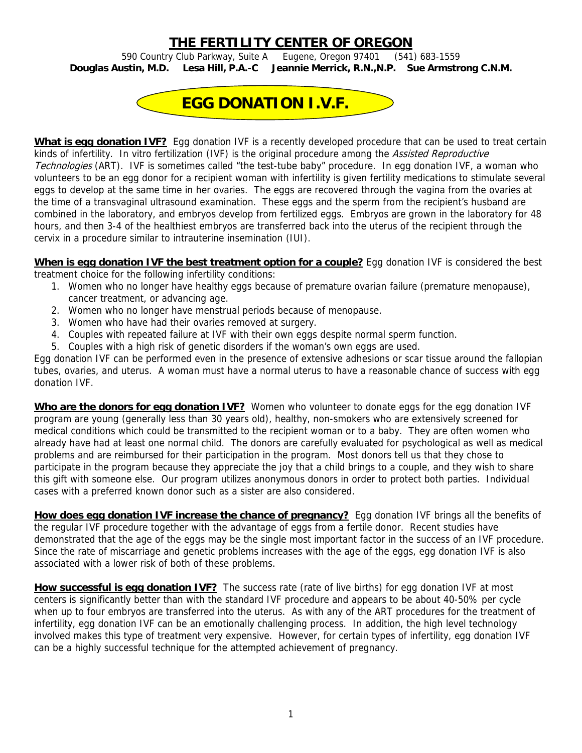# THE FERTILITY CENTER OF OREGON

590 Country Club Parkway, Suite A    Eugene, Oregon 97401    (541) 683-1559

**Douglas Austin, M.D.    Lesa Hill, P.A.-C    Jeannie Merrick, R.N.,N.P.    Sue Armstrong C.N.M.**

## EGG DONATION I.V.F.

**What is egg donation IVF?** Egg donation IVF is a recently developed procedure that can be used to treat certain kinds of infertility. In vitro fertilization (IVF) is the original procedure among the *Assisted Reproductive Technologies* (ART). IVF is sometimes called "the test-tube baby" procedure. In egg donation IVF, a woman who volunteers to be an egg donor for a recipient woman with infertility is given fertility medications to stimulate several eggs to develop at the same time in her ovaries. The eggs are recovered through the vagina from the ovaries at the time of a transvaginal ultrasound examination. These eggs and the sperm from the recipient's husband are combined in the laboratory, and embryos develop from fertilized eggs. Embryos are grown in the laboratory for 48 hours, and then 3-4 of the healthiest embryos are transferred back into the uterus of the recipient through the cervix in a procedure similar to intrauterine insemination (IUI).

**When is egg donation IVF the best treatment option for a couple?** Egg donation IVF is considered the best treatment choice for the following infertility conditions:

1. Women who no longer have healthy eggs because of premature ovarian failure (premature menopause), cancer treatment, or advancing age.
2. Women who no longer have menstrual periods because of menopause.
3. Women who have had their ovaries removed at surgery.
4. Couples with repeated failure at IVF with their own eggs despite normal sperm function.
5. Couples with a high risk of genetic disorders if the woman's own eggs are used.

Egg donation IVF can be performed even in the presence of extensive adhesions or scar tissue around the fallopian tubes, ovaries, and uterus. A woman must have a normal uterus to have a reasonable chance of success with egg donation IVF.

**Who are the donors for egg donation IVF?** Women who volunteer to donate eggs for the egg donation IVF program are young (generally less than 30 years old), healthy, non-smokers who are extensively screened for medical conditions which could be transmitted to the recipient woman or to a baby. They are often women who already have had at least one normal child. The donors are carefully evaluated for psychological as well as medical problems and are reimbursed for their participation in the program. Most donors tell us that they chose to participate in the program because they appreciate the joy that a child brings to a couple, and they wish to share this gift with someone else. Our program utilizes anonymous donors in order to protect both parties. Individual cases with a preferred known donor such as a sister are also considered.

**How does egg donation IVF increase the chance of pregnancy?** Egg donation IVF brings all the benefits of the regular IVF procedure together with the advantage of eggs from a fertile donor. Recent studies have demonstrated that the age of the eggs may be the single most important factor in the success of an IVF procedure. Since the rate of miscarriage and genetic problems increases with the age of the eggs, egg donation IVF is also associated with a lower risk of both of these problems.

**How successful is egg donation IVF?** The success rate (rate of live births) for egg donation IVF at most centers is significantly better than with the standard IVF procedure and appears to be about 40-50% per cycle when up to four embryos are transferred into the uterus. As with any of the ART procedures for the treatment of infertility, egg donation IVF can be an emotionally challenging process. In addition, the high level technology involved makes this type of treatment very expensive. However, for certain types of infertility, egg donation IVF can be a highly successful technique for the attempted achievement of pregnancy.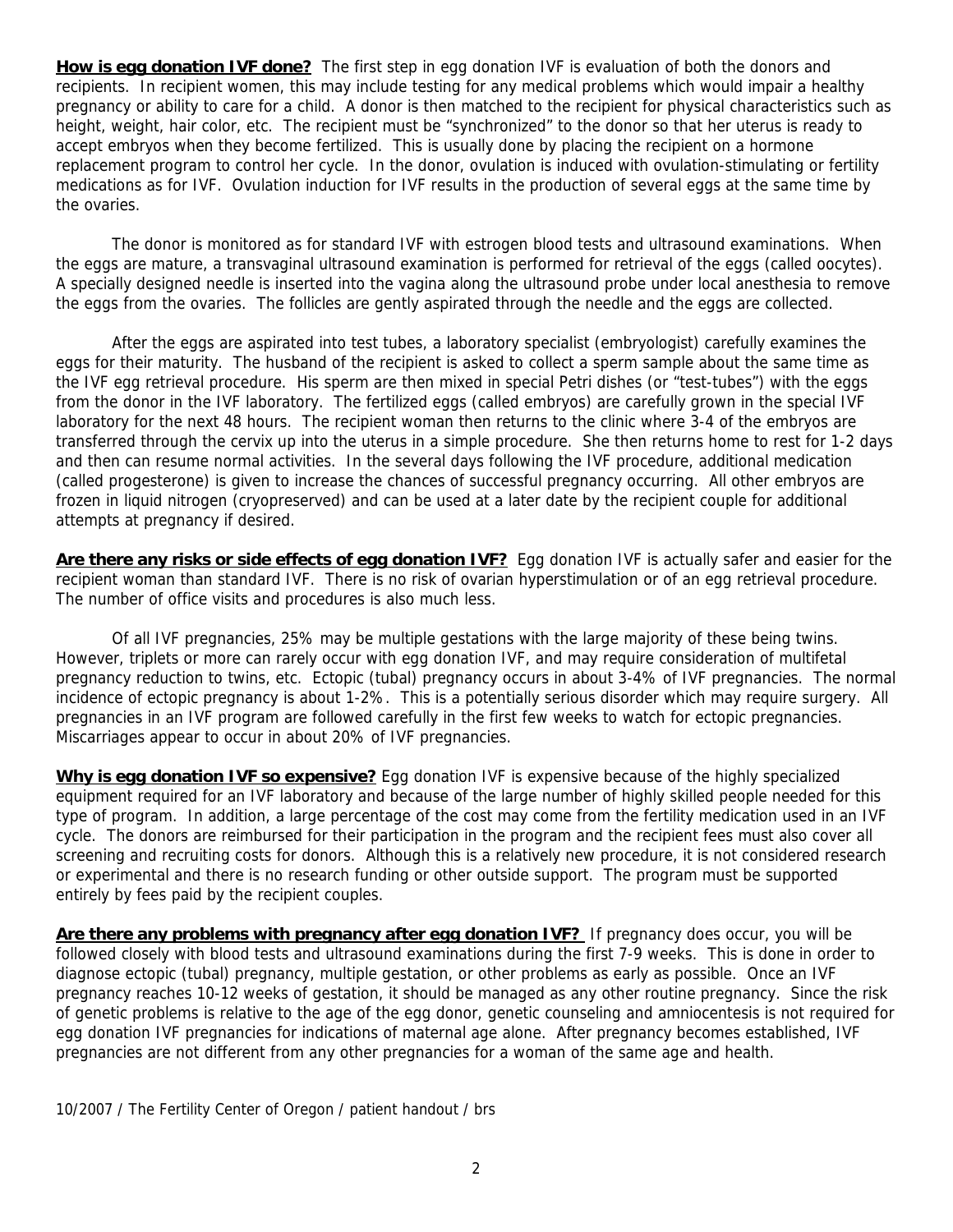**<u>How is egg donation IVF done?</u>** The first step in egg donation IVF is evaluation of both the donors and recipients. In recipient women, this may include testing for any medical problems which would impair a healthy pregnancy or ability to care for a child. A donor is then matched to the recipient for physical characteristics such as height, weight, hair color, etc. The recipient must be "synchronized" to the donor so that her uterus is ready to accept embryos when they become fertilized. This is usually done by placing the recipient on a hormone replacement program to control her cycle. In the donor, ovulation is induced with ovulation-stimulating or fertility medications as for IVF. Ovulation induction for IVF results in the production of several eggs at the same time by the ovaries.

The donor is monitored as for standard IVF with estrogen blood tests and ultrasound examinations. When the eggs are mature, a transvaginal ultrasound examination is performed for retrieval of the eggs (called oocytes). A specially designed needle is inserted into the vagina along the ultrasound probe under local anesthesia to remove the eggs from the ovaries. The follicles are gently aspirated through the needle and the eggs are collected.

After the eggs are aspirated into test tubes, a laboratory specialist (embryologist) carefully examines the eggs for their maturity. The husband of the recipient is asked to collect a sperm sample about the same time as the IVF egg retrieval procedure. His sperm are then mixed in special Petri dishes (or "test-tubes") with the eggs from the donor in the IVF laboratory. The fertilized eggs (called embryos) are carefully grown in the special IVF laboratory for the next 48 hours. The recipient woman then returns to the clinic where 3-4 of the embryos are transferred through the cervix up into the uterus in a simple procedure. She then returns home to rest for 1-2 days and then can resume normal activities. In the several days following the IVF procedure, additional medication (called progesterone) is given to increase the chances of successful pregnancy occurring. All other embryos are frozen in liquid nitrogen (cryopreserved) and can be used at a later date by the recipient couple for additional attempts at pregnancy if desired.

**<u>Are there any risks or side effects of egg donation IVF?</u>** Egg donation IVF is actually safer and easier for the recipient woman than standard IVF. There is no risk of ovarian hyperstimulation or of an egg retrieval procedure. The number of office visits and procedures is also much less.

Of all IVF pregnancies, 25% may be multiple gestations with the large majority of these being twins. However, triplets or more can rarely occur with egg donation IVF, and may require consideration of multifetal pregnancy reduction to twins, etc. Ectopic (tubal) pregnancy occurs in about 3-4% of IVF pregnancies. The normal incidence of ectopic pregnancy is about 1-2%. This is a potentially serious disorder which may require surgery. All pregnancies in an IVF program are followed carefully in the first few weeks to watch for ectopic pregnancies. Miscarriages appear to occur in about 20% of IVF pregnancies.

**<u>Why is egg donation IVF so expensive?</u>** Egg donation IVF is expensive because of the highly specialized equipment required for an IVF laboratory and because of the large number of highly skilled people needed for this type of program. In addition, a large percentage of the cost may come from the fertility medication used in an IVF cycle. The donors are reimbursed for their participation in the program and the recipient fees must also cover all screening and recruiting costs for donors. Although this is a relatively new procedure, it is not considered research or experimental and there is no research funding or other outside support. The program must be supported entirely by fees paid by the recipient couples.

**<u>Are there any problems with pregnancy after egg donation IVF?</u>** If pregnancy does occur, you will be followed closely with blood tests and ultrasound examinations during the first 7-9 weeks. This is done in order to diagnose ectopic (tubal) pregnancy, multiple gestation, or other problems as early as possible. Once an IVF pregnancy reaches 10-12 weeks of gestation, it should be managed as any other routine pregnancy. Since the risk of genetic problems is relative to the age of the egg donor, genetic counseling and amniocentesis is not required for egg donation IVF pregnancies for indications of maternal age alone. After pregnancy becomes established, IVF pregnancies are not different from any other pregnancies for a woman of the same age and health.

10/2007 / The Fertility Center of Oregon / patient handout / brs